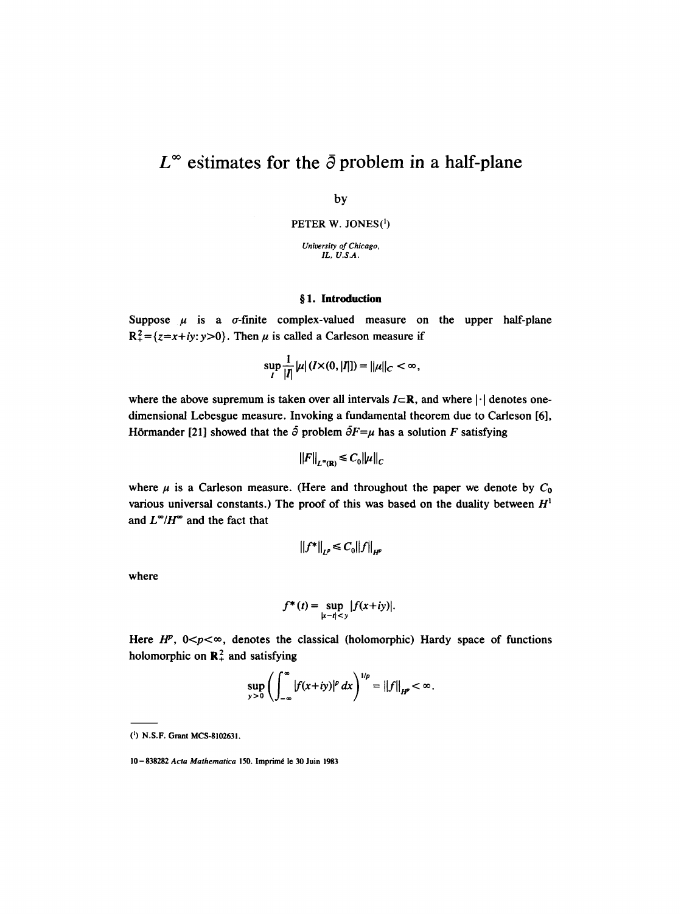# $L^\infty$ estimates for the $\bar{\partial}$ problem in a half-plane

by

PETER W. JONES[1]

*University of Chicago, IL, U.S.A.*

## § 1. Introduction

Suppose $\mu$ is a $\sigma$-finite complex-valued measure on the upper half-plane $\mathbf{R}^2_+=\{z=x+iy: y>0\}$. Then $\mu$ is called a Carleson measure if

$$\sup_I \frac{1}{|I|}|\mu|(I\times(0,|I|]) = \|\mu\|_C < \infty,$$

where the above supremum is taken over all intervals $I\subset\mathbf{R}$, and where $|\cdot|$ denotes one-dimensional Lebesgue measure. Invoking a fundamental theorem due to Carleson [6], Hörmander [21] showed that the $\bar{\partial}$ problem $\bar{\partial}F=\mu$ has a solution $F$ satisfying

$$\|F\|_{L^\infty(\mathbf{R})} \leq C_0\|\mu\|_C$$

where $\mu$ is a Carleson measure. (Here and throughout the paper we denote by $C_0$ various universal constants.) The proof of this was based on the duality between $H^1$ and $L^\infty/H^\infty$ and the fact that

$$\|f^*\|_{L^p} \leq C_0\|f\|_{H^p}$$

where

$$f^*(t) = \sup_{|x-t|<y} |f(x+iy)|.$$

Here $H^p$, $0<p<\infty$, denotes the classical (holomorphic) Hardy space of functions holomorphic on $\mathbf{R}^2_+$ and satisfying

$$\sup_{y>0}\left(\int_{-\infty}^{\infty}|f(x+iy)|^p\,dx\right)^{1/p} = \|f\|_{H^p} < \infty.$$

---

[1] N.S.F. Grant MCS-8102631.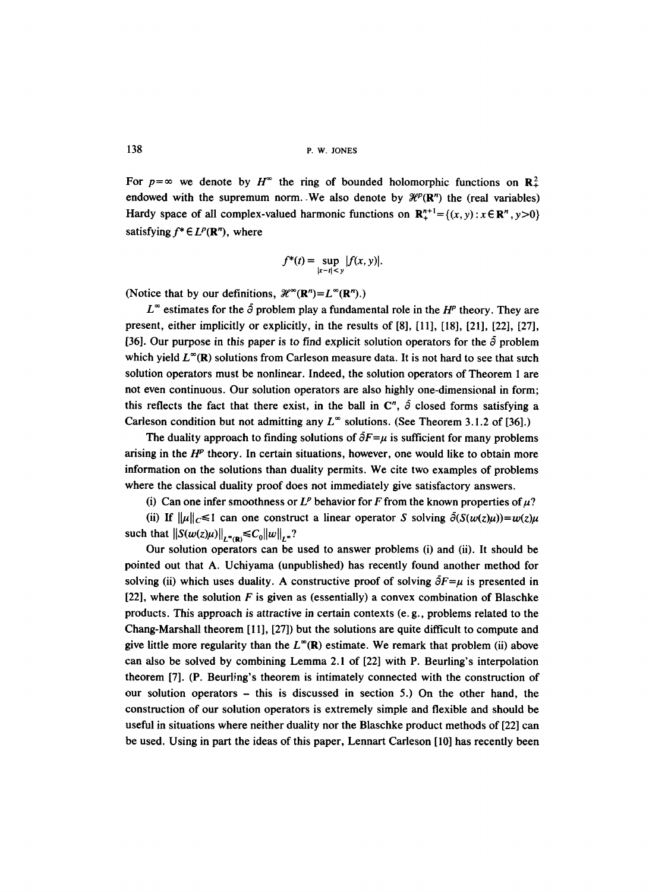For $p=\infty$ we denote by $H^\infty$ the ring of bounded holomorphic functions on $\mathbf{R}^2_+$ endowed with the supremum norm. We also denote by $\mathcal{H}^p(\mathbf{R}^n)$ the (real variables) Hardy space of all complex-valued harmonic functions on $\mathbf{R}^{n+1}_+=\{(x,y):x\in\mathbf{R}^n, y>0\}$ satisfying $f^*\in L^p(\mathbf{R}^n)$, where

$$f^*(t)=\sup_{|x-t|<y}|f(x,y)|.$$

(Notice that by our definitions, $\mathcal{H}^\infty(\mathbf{R}^n)=L^\infty(\mathbf{R}^n)$.)

$L^\infty$ estimates for the $\bar\partial$ problem play a fundamental role in the $H^p$ theory. They are present, either implicitly or explicitly, in the results of [8], [11], [18], [21], [22], [27], [36]. Our purpose in this paper is to find explicit solution operators for the $\bar\partial$ problem which yield $L^\infty(\mathbf{R})$ solutions from Carleson measure data. It is not hard to see that such solution operators must be nonlinear. Indeed, the solution operators of Theorem 1 are not even continuous. Our solution operators are also highly one-dimensional in form; this reflects the fact that there exist, in the ball in $\mathbf{C}^n$, $\bar\partial$ closed forms satisfying a Carleson condition but not admitting any $L^\infty$ solutions. (See Theorem 3.1.2 of [36].)

The duality approach to finding solutions of $\bar\partial F=\mu$ is sufficient for many problems arising in the $H^p$ theory. In certain situations, however, one would like to obtain more information on the solutions than duality permits. We cite two examples of problems where the classical duality proof does not immediately give satisfactory answers.

(i) Can one infer smoothness or $L^p$ behavior for $F$ from the known properties of $\mu$?

(ii) If $\|\mu\|_C\leq 1$ can one construct a linear operator $S$ solving $\bar\partial(S(w(z)\mu))=w(z)\mu$ such that $\|S(w(z)\mu)\|_{L^\infty(\mathbf{R})}\leq C_0\|w\|_{L^\infty}$?

Our solution operators can be used to answer problems (i) and (ii). It should be pointed out that A. Uchiyama (unpublished) has recently found another method for solving (ii) which uses duality. A constructive proof of solving $\bar\partial F=\mu$ is presented in [22], where the solution $F$ is given as (essentially) a convex combination of Blaschke products. This approach is attractive in certain contexts (e.g., problems related to the Chang-Marshall theorem [11], [27]) but the solutions are quite difficult to compute and give little more regularity than the $L^\infty(\mathbf{R})$ estimate. We remark that problem (ii) above can also be solved by combining Lemma 2.1 of [22] with P. Beurling's interpolation theorem [7]. (P. Beurling's theorem is intimately connected with the construction of our solution operators – this is discussed in section 5.) On the other hand, the construction of our solution operators is extremely simple and flexible and should be useful in situations where neither duality nor the Blaschke product methods of [22] can be used. Using in part the ideas of this paper, Lennart Carleson [10] has recently been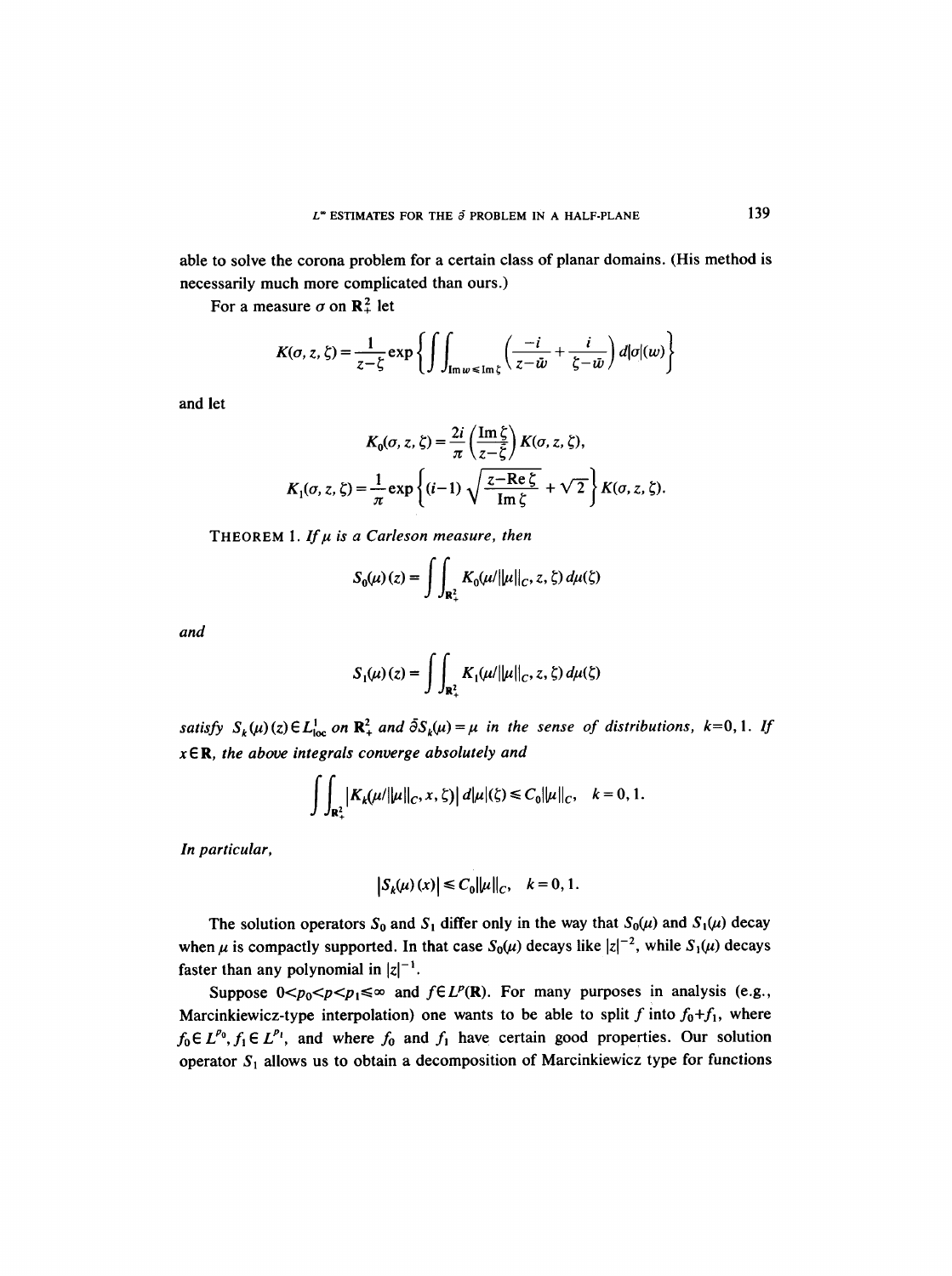able to solve the corona problem for a certain class of planar domains. (His method is necessarily much more complicated than ours.)

For a measure $\sigma$ on $\mathbf{R}^2_+$ let

$$K(\sigma, z, \zeta) = \frac{1}{z-\zeta} \exp\left\{ \iint_{\operatorname{Im} w \leq \operatorname{Im} \zeta} \left( \frac{-i}{z-\bar{w}} + \frac{i}{\zeta - \bar{w}} \right) d|\sigma|(w) \right\}$$

and let

$$K_0(\sigma, z, \zeta) = \frac{2i}{\pi} \left( \frac{\operatorname{Im} \zeta}{z - \bar{\zeta}} \right) K(\sigma, z, \zeta),$$

$$K_1(\sigma, z, \zeta) = \frac{1}{\pi} \exp\left\{ (i-1) \sqrt{\frac{z - \operatorname{Re} \zeta}{\operatorname{Im} \zeta}} + \sqrt{2} \right\} K(\sigma, z, \zeta).$$

THEOREM 1. *If $\mu$ is a Carleson measure, then*

$$S_0(\mu)(z) = \iint_{\mathbf{R}^2_+} K_0(\mu / \|\mu\|_C, z, \zeta)\, d\mu(\zeta)$$

*and*

$$S_1(\mu)(z) = \iint_{\mathbf{R}^2_+} K_1(\mu / \|\mu\|_C, z, \zeta)\, d\mu(\zeta)$$

*satisfy $S_k(\mu)(z) \in L^1_{\mathrm{loc}}$ on $\mathbf{R}^2_+$ and $\bar{\partial} S_k(\mu) = \mu$ in the sense of distributions, $k=0,1$. If $x \in \mathbf{R}$, the above integrals converge absolutely and*

$$\iint_{\mathbf{R}^2_+} |K_k(\mu / \|\mu\|_C, x, \zeta)|\, d|\mu|(\zeta) \leq C_0 \|\mu\|_C, \quad k = 0, 1.$$

*In particular,*

$$|S_k(\mu)(x)| \leq C_0 \|\mu\|_C, \quad k = 0, 1.$$

The solution operators $S_0$ and $S_1$ differ only in the way that $S_0(\mu)$ and $S_1(\mu)$ decay when $\mu$ is compactly supported. In that case $S_0(\mu)$ decays like $|z|^{-2}$, while $S_1(\mu)$ decays faster than any polynomial in $|z|^{-1}$.

Suppose $0 < p_0 < p < p_1 \leq \infty$ and $f \in L^p(\mathbf{R})$. For many purposes in analysis (e.g., Marcinkiewicz-type interpolation) one wants to be able to split $f$ into $f_0 + f_1$, where $f_0 \in L^{p_0}$, $f_1 \in L^{p_1}$, and where $f_0$ and $f_1$ have certain good properties. Our solution operator $S_1$ allows us to obtain a decomposition of Marcinkiewicz type for functions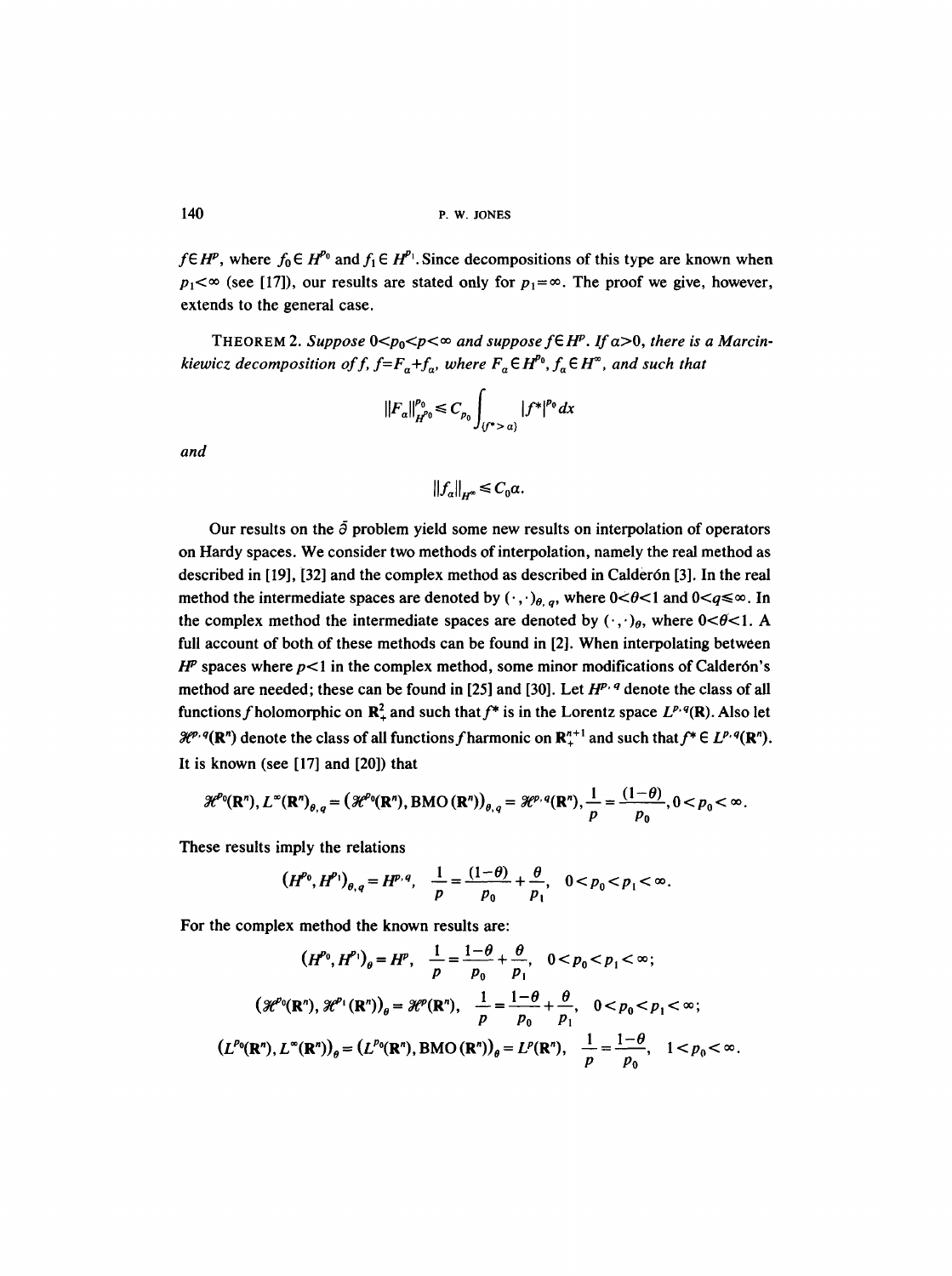$f \in H^p$, where $f_0 \in H^{p_0}$ and $f_1 \in H^{p_1}$. Since decompositions of this type are known when $p_1 < \infty$ (see [17]), our results are stated only for $p_1 = \infty$. The proof we give, however, extends to the general case.

THEOREM 2. *Suppose $0 < p_0 < p < \infty$ and suppose $f \in H^p$. If $\alpha > 0$, there is a Marcinkiewicz decomposition of $f$, $f = F_\alpha + f_\alpha$, where $F_\alpha \in H^{p_0}$, $f_\alpha \in H^\infty$, and such that*

$$\|F_\alpha\|_{H^{p_0}}^{p_0} \leq C_{p_0} \int_{\{f^* > \alpha\}} |f^*|^{p_0} dx$$

*and*

$$\|f_\alpha\|_{H^\infty} \leq C_0 \alpha.$$

Our results on the $\bar{\partial}$ problem yield some new results on interpolation of operators on Hardy spaces. We consider two methods of interpolation, namely the real method as described in [19], [32] and the complex method as described in Calderón [3]. In the real method the intermediate spaces are denoted by $(\cdot,\cdot)_{\theta,q}$, where $0 < \theta < 1$ and $0 < q \leq \infty$. In the complex method the intermediate spaces are denoted by $(\cdot,\cdot)_\theta$, where $0 < \theta < 1$. A full account of both of these methods can be found in [2]. When interpolating between $H^p$ spaces where $p < 1$ in the complex method, some minor modifications of Calderón's method are needed; these can be found in [25] and [30]. Let $H^{p,q}$ denote the class of all functions $f$ holomorphic on $\mathbf{R}^2_+$ and such that $f^*$ is in the Lorentz space $L^{p,q}(\mathbf{R})$. Also let $\mathscr{H}^{p,q}(\mathbf{R}^n)$ denote the class of all functions $f$ harmonic on $\mathbf{R}^{n+1}_+$ and such that $f^* \in L^{p,q}(\mathbf{R}^n)$. It is known (see [17] and [20]) that

$$\mathscr{H}^{p_0}(\mathbf{R}^n), L^\infty(\mathbf{R}^n)_{\theta,q} = \left(\mathscr{H}^{p_0}(\mathbf{R}^n), \mathrm{BMO}(\mathbf{R}^n)\right)_{\theta,q} = \mathscr{H}^{p,q}(\mathbf{R}^n), \frac{1}{p} = \frac{(1-\theta)}{p_0}, 0 < p_0 < \infty.$$

These results imply the relations

$$(H^{p_0}, H^{p_1})_{\theta,q} = H^{p,q}, \quad \frac{1}{p} = \frac{(1-\theta)}{p_0} + \frac{\theta}{p_1}, \quad 0 < p_0 < p_1 < \infty.$$

For the complex method the known results are:

$$(H^{p_0}, H^{p_1})_\theta = H^p, \quad \frac{1}{p} = \frac{1-\theta}{p_0} + \frac{\theta}{p_1}, \quad 0 < p_0 < p_1 < \infty;$$

$$\left(\mathscr{H}^{p_0}(\mathbf{R}^n), \mathscr{H}^{p_1}(\mathbf{R}^n)\right)_\theta = \mathscr{H}^p(\mathbf{R}^n), \quad \frac{1}{p} = \frac{1-\theta}{p_0} + \frac{\theta}{p_1}, \quad 0 < p_0 < p_1 < \infty;$$

$$\left(L^{p_0}(\mathbf{R}^n), L^\infty(\mathbf{R}^n)\right)_\theta = \left(L^{p_0}(\mathbf{R}^n), \mathrm{BMO}(\mathbf{R}^n)\right)_\theta = L^p(\mathbf{R}^n), \quad \frac{1}{p} = \frac{1-\theta}{p_0}, \quad 1 < p_0 < \infty.$$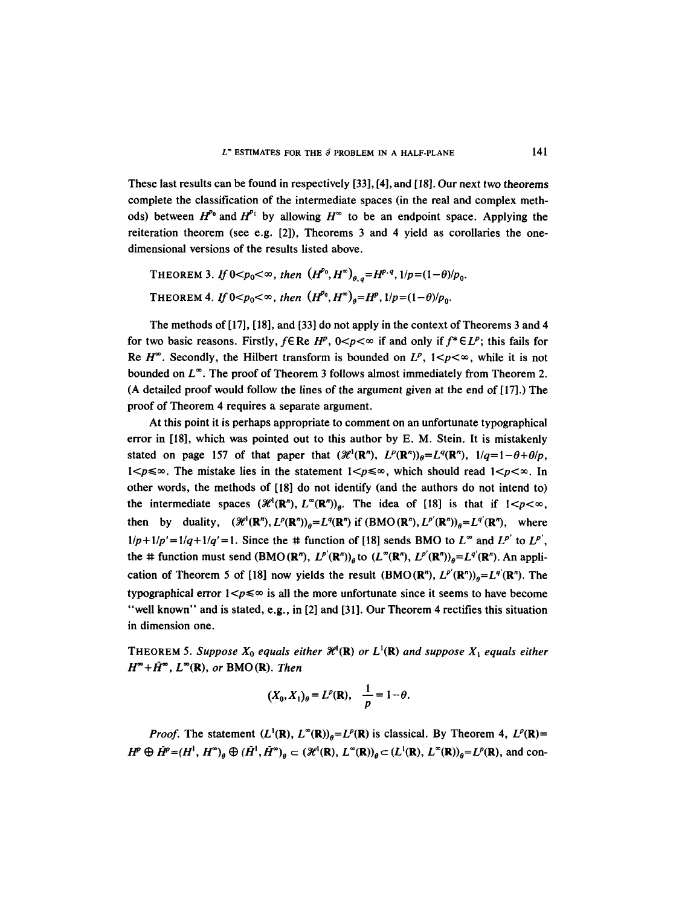These last results can be found in respectively [33], [4], and [18]. Our next two theorems complete the classification of the intermediate spaces (in the real and complex methods) between $H^{p_0}$ and $H^{p_1}$ by allowing $H^\infty$ to be an endpoint space. Applying the reiteration theorem (see e.g. [2]), Theorems 3 and 4 yield as corollaries the one-dimensional versions of the results listed above.

THEOREM 3. *If* $0<p_0<\infty$, *then* $(H^{p_0}, H^\infty)_{\theta,q}=H^{p,q}$, $1/p=(1-\theta)/p_0$.

THEOREM 4. *If* $0<p_0<\infty$, *then* $(H^{p_0}, H^\infty)_\theta=H^p$, $1/p=(1-\theta)/p_0$.

The methods of [17], [18], and [33] do not apply in the context of Theorems 3 and 4 for two basic reasons. Firstly, $f\in \operatorname{Re} H^p$, $0<p<\infty$ if and only if $f^*\in L^p$; this fails for $\operatorname{Re} H^\infty$. Secondly, the Hilbert transform is bounded on $L^p$, $1<p<\infty$, while it is not bounded on $L^\infty$. The proof of Theorem 3 follows almost immediately from Theorem 2. (A detailed proof would follow the lines of the argument given at the end of [17].) The proof of Theorem 4 requires a separate argument.

At this point it is perhaps appropriate to comment on an unfortunate typographical error in [18], which was pointed out to this author by E. M. Stein. It is mistakenly stated on page 157 of that paper that $(\mathcal{H}^1(\mathbf{R}^n), L^p(\mathbf{R}^n))_\theta=L^q(\mathbf{R}^n)$, $1/q=1-\theta+\theta/p$, $1<p\leq\infty$. The mistake lies in the statement $1<p\leq\infty$, which should read $1<p<\infty$. In other words, the methods of [18] do not identify (and the authors do not intend to) the intermediate spaces $(\mathcal{H}^1(\mathbf{R}^n), L^\infty(\mathbf{R}^n))_\theta$. The idea of [18] is that if $1<p<\infty$, then by duality, $(\mathcal{H}^1(\mathbf{R}^n), L^p(\mathbf{R}^n))_\theta=L^q(\mathbf{R}^n)$ if $(\mathrm{BMO}(\mathbf{R}^n), L^{p'}(\mathbf{R}^n))_\theta=L^{q'}(\mathbf{R}^n)$, where $1/p+1/p'=1/q+1/q'=1$. Since the # function of [18] sends BMO to $L^\infty$ and $L^{p'}$ to $L^{p'}$, the # function must send $(\mathrm{BMO}(\mathbf{R}^n), L^{p'}(\mathbf{R}^n))_\theta$ to $(L^\infty(\mathbf{R}^n), L^{p'}(\mathbf{R}^n))_\theta=L^{q'}(\mathbf{R}^n)$. An application of Theorem 5 of [18] now yields the result $(\mathrm{BMO}(\mathbf{R}^n), L^{p'}(\mathbf{R}^n))_\theta=L^{q'}(\mathbf{R}^n)$. The typographical error $1<p\leq\infty$ is all the more unfortunate since it seems to have become "well known" and is stated, e.g., in [2] and [31]. Our Theorem 4 rectifies this situation in dimension one.

THEOREM 5. *Suppose* $X_0$ *equals either* $\mathcal{H}^1(\mathbf{R})$ *or* $L^1(\mathbf{R})$ *and suppose* $X_1$ *equals either* $H^\infty+\bar{H}^\infty$, $L^\infty(\mathbf{R})$, *or* $\mathrm{BMO}(\mathbf{R})$. *Then*

$$(X_0, X_1)_\theta=L^p(\mathbf{R}),\quad \frac{1}{p}=1-\theta.$$

*Proof.* The statement $(L^1(\mathbf{R}), L^\infty(\mathbf{R}))_\theta=L^p(\mathbf{R})$ is classical. By Theorem 4, $L^p(\mathbf{R})= H^p\oplus \bar{H}^p=(H^1, H^\infty)_\theta\oplus(\bar{H}^1, \bar{H}^\infty)_\theta\subset(\mathcal{H}^1(\mathbf{R}), L^\infty(\mathbf{R}))_\theta\subset(L^1(\mathbf{R}), L^\infty(\mathbf{R}))_\theta=L^p(\mathbf{R})$, and con-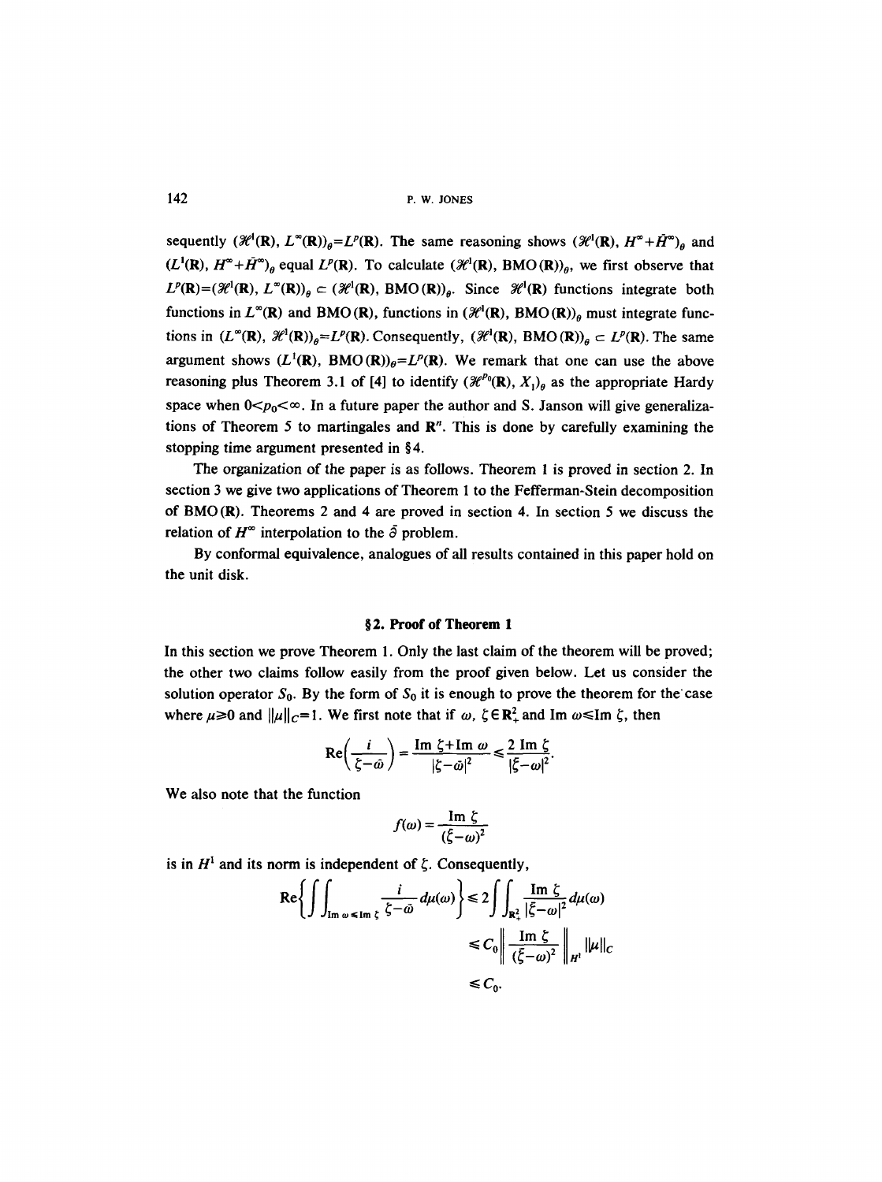sequently $(\mathcal{H}^1(\mathbf{R}), L^\infty(\mathbf{R}))_\theta = L^p(\mathbf{R})$. The same reasoning shows $(\mathcal{H}^1(\mathbf{R}), H^\infty + \bar{H}^\infty)_\theta$ and $(L^1(\mathbf{R}), H^\infty + \bar{H}^\infty)_\theta$ equal $L^p(\mathbf{R})$. To calculate $(\mathcal{H}^1(\mathbf{R}), \mathrm{BMO}(\mathbf{R}))_\theta$, we first observe that $L^p(\mathbf{R}) = (\mathcal{H}^1(\mathbf{R}), L^\infty(\mathbf{R}))_\theta \subset (\mathcal{H}^1(\mathbf{R}), \mathrm{BMO}(\mathbf{R}))_\theta$. Since $\mathcal{H}^1(\mathbf{R})$ functions integrate both functions in $L^\infty(\mathbf{R})$ and $\mathrm{BMO}(\mathbf{R})$, functions in $(\mathcal{H}^1(\mathbf{R}), \mathrm{BMO}(\mathbf{R}))_\theta$ must integrate functions in $(L^\infty(\mathbf{R}), \mathcal{H}^1(\mathbf{R}))_\theta = L^p(\mathbf{R})$. Consequently, $(\mathcal{H}^1(\mathbf{R}), \mathrm{BMO}(\mathbf{R}))_\theta \subset L^p(\mathbf{R})$. The same argument shows $(L^1(\mathbf{R}), \mathrm{BMO}(\mathbf{R}))_\theta = L^p(\mathbf{R})$. We remark that one can use the above reasoning plus Theorem 3.1 of [4] to identify $(\mathcal{H}^{p_0}(\mathbf{R}), X_1)_\theta$ as the appropriate Hardy space when $0 < p_0 < \infty$. In a future paper the author and S. Janson will give generalizations of Theorem 5 to martingales and $\mathbf{R}^n$. This is done by carefully examining the stopping time argument presented in §4.

The organization of the paper is as follows. Theorem 1 is proved in section 2. In section 3 we give two applications of Theorem 1 to the Fefferman-Stein decomposition of $\mathrm{BMO}(\mathbf{R})$. Theorems 2 and 4 are proved in section 4. In section 5 we discuss the relation of $H^\infty$ interpolation to the $\bar{\partial}$ problem.

By conformal equivalence, analogues of all results contained in this paper hold on the unit disk.

## §2. Proof of Theorem 1

In this section we prove Theorem 1. Only the last claim of the theorem will be proved; the other two claims follow easily from the proof given below. Let us consider the solution operator $S_0$. By the form of $S_0$ it is enough to prove the theorem for the case where $\mu \geq 0$ and $\|\mu\|_C = 1$. We first note that if $\omega, \zeta \in \mathbf{R}^2_+$ and $\operatorname{Im} \omega \leq \operatorname{Im} \zeta$, then

$$\operatorname{Re}\left(\frac{i}{\zeta - \bar{\omega}}\right) = \frac{\operatorname{Im} \zeta + \operatorname{Im} \omega}{|\zeta - \bar{\omega}|^2} \leq \frac{2 \operatorname{Im} \zeta}{|\xi - \omega|^2}.$$

We also note that the function

$$f(\omega) = \frac{\operatorname{Im} \zeta}{(\xi - \omega)^2}$$

is in $H^1$ and its norm is independent of $\zeta$. Consequently,

$$\begin{aligned}
\operatorname{Re}\left\{\iint_{\operatorname{Im} \omega \leq \operatorname{Im} \zeta} \frac{i}{\zeta - \bar{\omega}} \, d\mu(\omega)\right\} &\leq 2 \iint_{\mathbf{R}^2_+} \frac{\operatorname{Im} \zeta}{|\xi - \omega|^2} \, d\mu(\omega) \\
&\leq C_0 \left\| \frac{\operatorname{Im} \zeta}{(\xi - \omega)^2} \right\|_{H^1} \|\mu\|_C \\
&\leq C_0.
\end{aligned}$$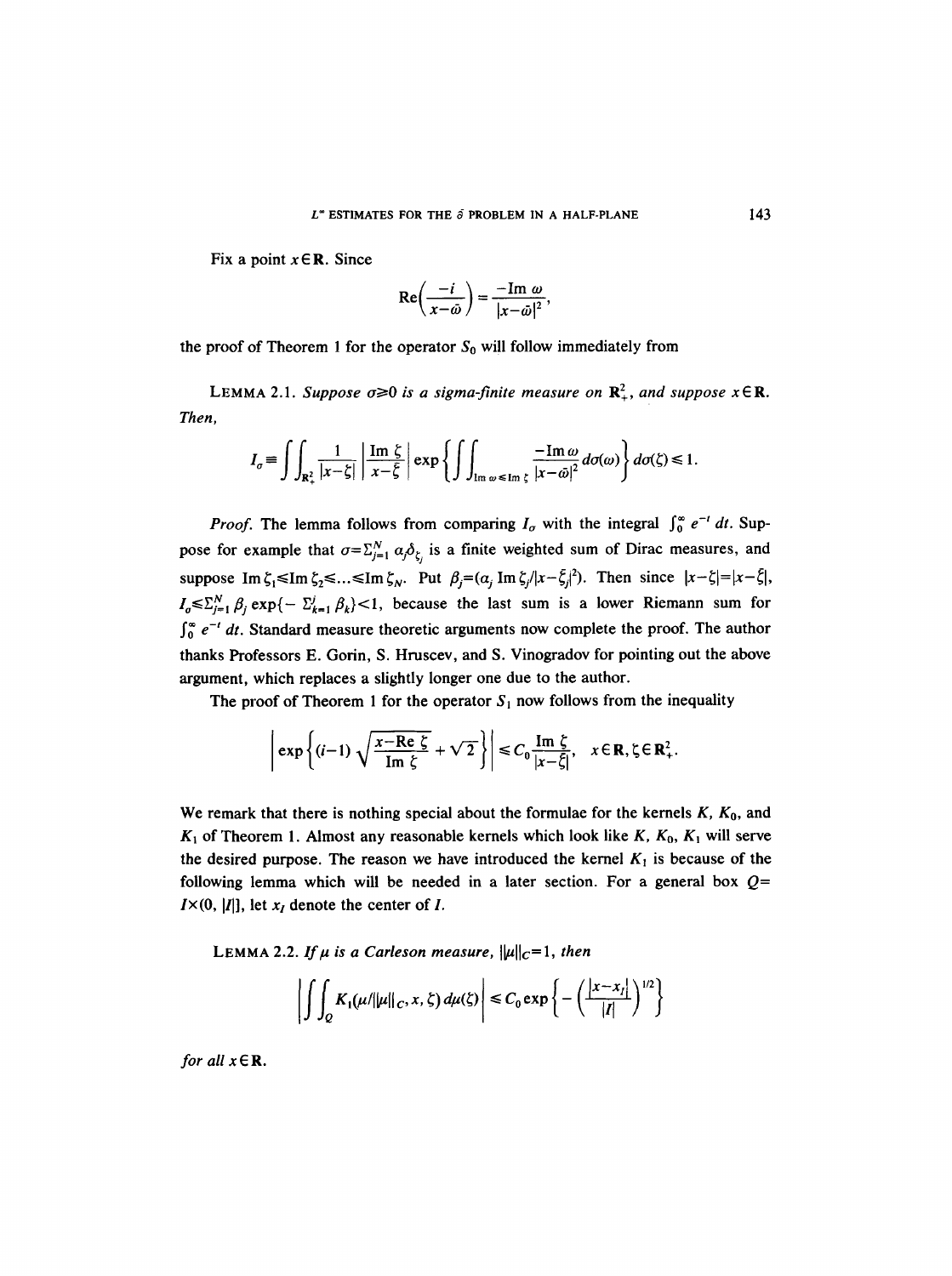Fix a point $x \in \mathbf{R}$. Since

$$\operatorname{Re}\left(\frac{-i}{x-\bar{\omega}}\right) = \frac{-\operatorname{Im}\omega}{|x-\bar{\omega}|^2},$$

the proof of Theorem 1 for the operator $S_0$ will follow immediately from

LEMMA 2.1. *Suppose $\sigma \geq 0$ is a sigma-finite measure on $\mathbf{R}^2_+$, and suppose $x \in \mathbf{R}$. Then,*

$$I_\sigma \equiv \int\int_{\mathbf{R}^2_+} \frac{1}{|x-\zeta|} \left|\frac{\operatorname{Im}\zeta}{x-\bar{\zeta}}\right| \exp\left\{\int\int_{\operatorname{Im}\omega \leq \operatorname{Im}\zeta} \frac{-\operatorname{Im}\omega}{|x-\bar{\omega}|^2} d\sigma(\omega)\right\} d\sigma(\zeta) \leq 1.$$

*Proof.* The lemma follows from comparing $I_\sigma$ with the integral $\int_0^\infty e^{-t}\,dt$. Suppose for example that $\sigma = \sum_{j=1}^N \alpha_j \delta_{\zeta_j}$ is a finite weighted sum of Dirac measures, and suppose $\operatorname{Im}\zeta_1 \leq \operatorname{Im}\zeta_2 \leq \ldots \leq \operatorname{Im}\zeta_N$. Put $\beta_j = (\alpha_j \operatorname{Im}\zeta_j / |x-\xi_j|^2)$. Then since $|x-\zeta| = |x-\bar{\zeta}|$, $I_\sigma \leq \sum_{j=1}^N \beta_j \exp\{-\sum_{k=1}^j \beta_k\} < 1$, because the last sum is a lower Riemann sum for $\int_0^\infty e^{-t}\,dt$. Standard measure theoretic arguments now complete the proof. The author thanks Professors E. Gorin, S. Hruscev, and S. Vinogradov for pointing out the above argument, which replaces a slightly longer one due to the author.

The proof of Theorem 1 for the operator $S_1$ now follows from the inequality

$$\left|\exp\left\{(i-1)\sqrt{\frac{x-\operatorname{Re}\zeta}{\operatorname{Im}\zeta}} + \sqrt{2}\right\}\right| \leq C_0 \frac{\operatorname{Im}\zeta}{|x-\zeta|}, \quad x \in \mathbf{R}, \zeta \in \mathbf{R}^2_+.$$

We remark that there is nothing special about the formulae for the kernels $K$, $K_0$, and $K_1$ of Theorem 1. Almost any reasonable kernels which look like $K$, $K_0$, $K_1$ will serve the desired purpose. The reason we have introduced the kernel $K_1$ is because of the following lemma which will be needed in a later section. For a general box $Q = I \times (0, |I|]$, let $x_I$ denote the center of $I$.

LEMMA 2.2. *If $\mu$ is a Carleson measure, $\|\mu\|_C = 1$, then*

$$\left|\int\int_Q K_1(\mu/\|\mu\|_C, x, \zeta)\, d\mu(\zeta)\right| \leq C_0 \exp\left\{-\left(\frac{|x-x_I|}{|I|}\right)^{1/2}\right\}$$

*for all $x \in \mathbf{R}$.*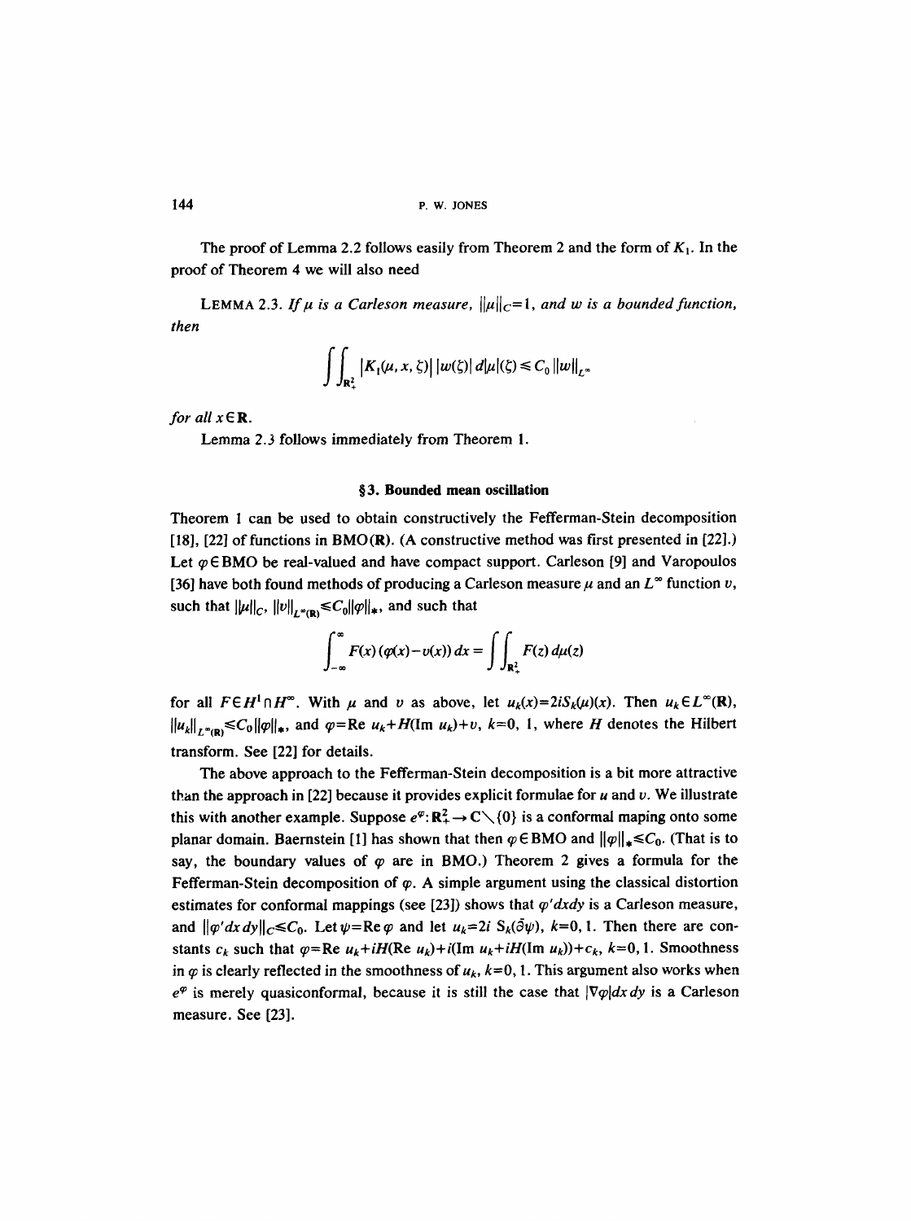The proof of Lemma 2.2 follows easily from Theorem 2 and the form of $K_1$. In the proof of Theorem 4 we will also need

LEMMA 2.3. *If $\mu$ is a Carleson measure, $\|\mu\|_C=1$, and $w$ is a bounded function, then*

$$\iint_{\mathbf{R}_+^2} |K_1(\mu, x, \zeta)|\, |w(\zeta)|\, d|\mu|(\zeta) \leq C_0 \|w\|_{L^\infty}$$

*for all $x \in \mathbf{R}$.*

Lemma 2.3 follows immediately from Theorem 1.

## §3. Bounded mean oscillation

Theorem 1 can be used to obtain constructively the Fefferman-Stein decomposition [18], [22] of functions in BMO($\mathbf{R}$). (A constructive method was first presented in [22].) Let $\varphi \in$ BMO be real-valued and have compact support. Carleson [9] and Varopoulos [36] have both found methods of producing a Carleson measure $\mu$ and an $L^\infty$ function $v$, such that $\|\mu\|_C$, $\|v\|_{L^\infty(\mathbf{R})} \leq C_0 \|\varphi\|_*$, and such that

$$\int_{-\infty}^{\infty} F(x)\,(\varphi(x)-v(x))\,dx = \iint_{\mathbf{R}_+^2} F(z)\,d\mu(z)$$

for all $F \in H^1 \cap H^\infty$. With $\mu$ and $v$ as above, let $u_k(x)=2iS_k(\mu)(x)$. Then $u_k \in L^\infty(\mathbf{R})$, $\|u_k\|_{L^\infty(\mathbf{R})} \leq C_0 \|\varphi\|_*$, and $\varphi=\mathrm{Re}\, u_k + H(\mathrm{Im}\, u_k)+v$, $k=0, 1$, where $H$ denotes the Hilbert transform. See [22] for details.

The above approach to the Fefferman-Stein decomposition is a bit more attractive than the approach in [22] because it provides explicit formulae for $u$ and $v$. We illustrate this with another example. Suppose $e^\varphi: \mathbf{R}_+^2 \to \mathbf{C}\setminus\{0\}$ is a conformal maping onto some planar domain. Baernstein [1] has shown that then $\varphi \in$ BMO and $\|\varphi\|_* \leq C_0$. (That is to say, the boundary values of $\varphi$ are in BMO.) Theorem 2 gives a formula for the Fefferman-Stein decomposition of $\varphi$. A simple argument using the classical distortion estimates for conformal mappings (see [23]) shows that $\varphi' dxdy$ is a Carleson measure, and $\|\varphi' dx\,dy\|_C \leq C_0$. Let $\psi = \mathrm{Re}\,\varphi$ and let $u_k = 2i\, S_k(\bar\partial\psi)$, $k=0, 1$. Then there are constants $c_k$ such that $\varphi = \mathrm{Re}\, u_k + iH(\mathrm{Re}\, u_k) + i(\mathrm{Im}\, u_k + iH(\mathrm{Im}\, u_k)) + c_k$, $k=0, 1$. Smoothness in $\varphi$ is clearly reflected in the smoothness of $u_k$, $k=0, 1$. This argument also works when $e^\varphi$ is merely quasiconformal, because it is still the case that $|\nabla\varphi| dx\,dy$ is a Carleson measure. See [23].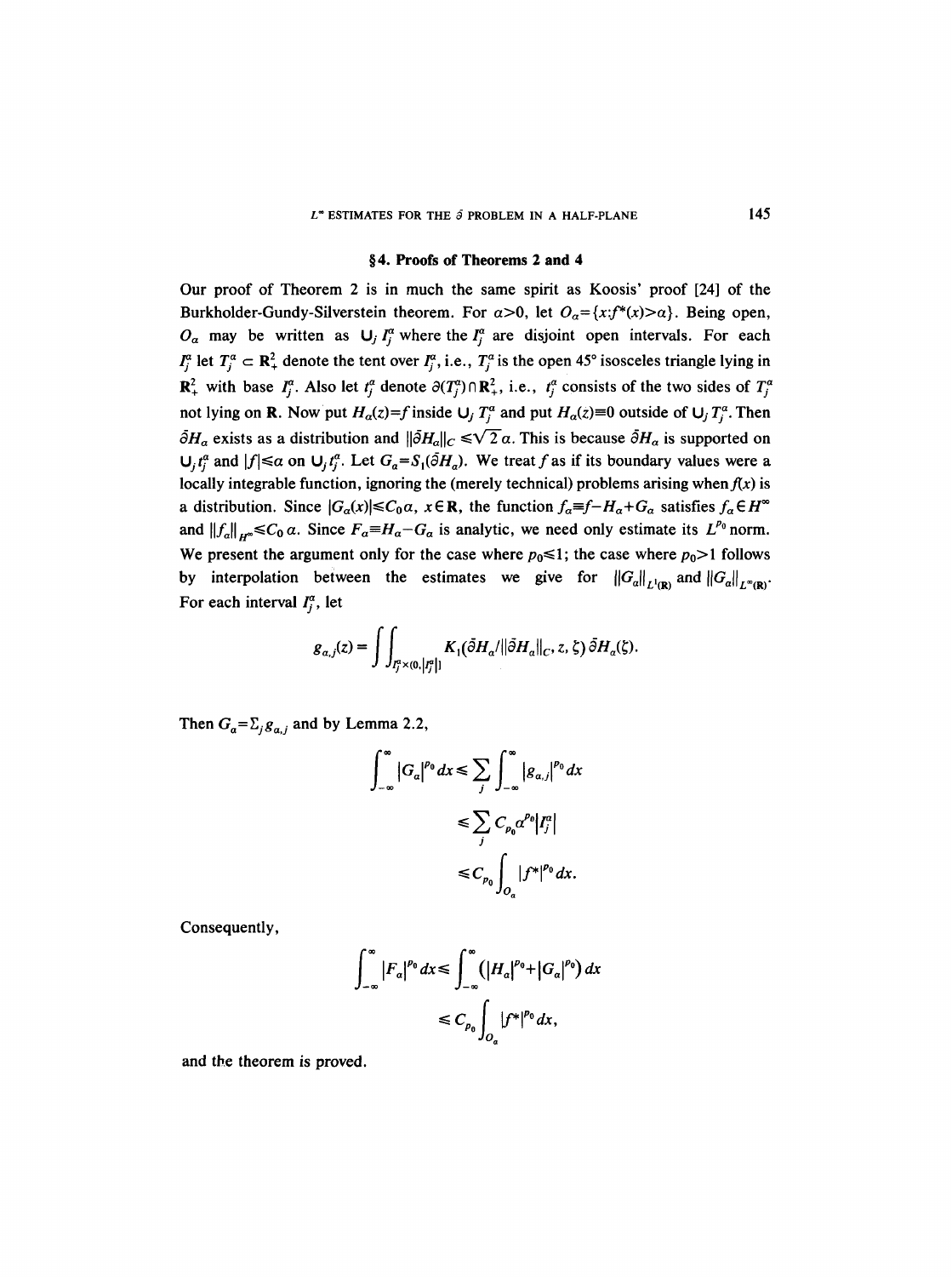## §4. Proofs of Theorems 2 and 4

Our proof of Theorem 2 is in much the same spirit as Koosis' proof [24] of the Burkholder-Gundy-Silverstein theorem. For $\alpha>0$, let $O_\alpha=\{x:f^*(x)>\alpha\}$. Being open, $O_\alpha$ may be written as $\bigcup_j I_j^\alpha$ where the $I_j^\alpha$ are disjoint open intervals. For each $I_j^\alpha$ let $T_j^\alpha \subset \mathbf{R}_+^2$ denote the tent over $I_j^\alpha$, i.e., $T_j^\alpha$ is the open 45° isosceles triangle lying in $\mathbf{R}_+^2$ with base $I_j^\alpha$. Also let $t_j^\alpha$ denote $\partial(T_j^\alpha)\cap\mathbf{R}_+^2$, i.e., $t_j^\alpha$ consists of the two sides of $T_j^\alpha$ not lying on $\mathbf{R}$. Now put $H_\alpha(z)=f$ inside $\bigcup_j T_j^\alpha$ and put $H_\alpha(z)\equiv 0$ outside of $\bigcup_j T_j^\alpha$. Then $\bar\partial H_\alpha$ exists as a distribution and $\|\bar\partial H_\alpha\|_C \leq \sqrt{2}\,\alpha$. This is because $\bar\partial H_\alpha$ is supported on $\bigcup_j t_j^\alpha$ and $|f|\leq\alpha$ on $\bigcup_j t_j^\alpha$. Let $G_\alpha=S_1(\bar\partial H_\alpha)$. We treat $f$ as if its boundary values were a locally integrable function, ignoring the (merely technical) problems arising when $f(x)$ is a distribution. Since $|G_\alpha(x)|\leq C_0\alpha$, $x\in\mathbf{R}$, the function $f_\alpha\equiv f-H_\alpha+G_\alpha$ satisfies $f_\alpha\in H^\infty$ and $\|f_\alpha\|_{H^\infty}\leq C_0\,\alpha$. Since $F_\alpha\equiv H_\alpha-G_\alpha$ is analytic, we need only estimate its $L^{p_0}$ norm. We present the argument only for the case where $p_0\leq 1$; the case where $p_0>1$ follows by interpolation between the estimates we give for $\|G_\alpha\|_{L^1(\mathbf{R})}$ and $\|G_\alpha\|_{L^\infty(\mathbf{R})}$. For each interval $I_j^\alpha$, let

$$g_{\alpha,j}(z)=\iint_{I_j^\alpha\times(0,|I_j^\alpha|)} K_1(\bar\partial H_\alpha/\|\bar\partial H_\alpha\|_C, z,\zeta)\,\bar\partial H_\alpha(\zeta).$$

Then $G_\alpha=\sum_j g_{\alpha,j}$ and by Lemma 2.2,

$$\begin{aligned}\int_{-\infty}^{\infty}|G_\alpha|^{p_0}\,dx &\leq \sum_j\int_{-\infty}^{\infty}|g_{\alpha,j}|^{p_0}\,dx\\ &\leq \sum_j C_{p_0}\alpha^{p_0}|I_j^\alpha|\\ &\leq C_{p_0}\int_{O_\alpha}|f^*|^{p_0}\,dx.\end{aligned}$$

Consequently,

$$\begin{aligned}\int_{-\infty}^{\infty}|F_\alpha|^{p_0}\,dx &\leq \int_{-\infty}^{\infty}\left(|H_\alpha|^{p_0}+|G_\alpha|^{p_0}\right)dx\\ &\leq C_{p_0}\int_{O_\alpha}|f^*|^{p_0}\,dx,\end{aligned}$$

and the theorem is proved.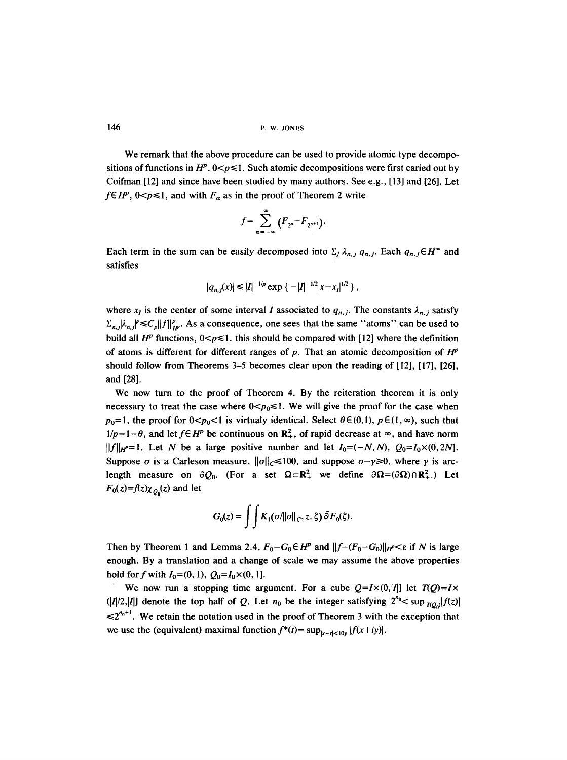We remark that the above procedure can be used to provide atomic type decompositions of functions in $H^p$, $0<p\leq 1$. Such atomic decompositions were first caried out by Coifman [12] and since have been studied by many authors. See e.g., [13] and [26]. Let $f\in H^p$, $0<p\leq 1$, and with $F_\alpha$ as in the proof of Theorem 2 write

$$f=\sum_{n=-\infty}^{\infty}(F_{2^n}-F_{2^{n+1}}).$$

Each term in the sum can be easily decomposed into $\Sigma_j \lambda_{n,j}\, q_{n,j}$. Each $q_{n,j}\in H^\infty$ and satisfies

$$|q_{n,j}(x)|\leq |I|^{-1/p}\exp\{-|I|^{-1/2}|x-x_I|^{1/2}\},$$

where $x_I$ is the center of some interval $I$ associated to $q_{n,j}$. The constants $\lambda_{n,j}$ satisfy $\Sigma_{n,j}|\lambda_{n,j}|^p\leq C_p\|f\|^p_{H^p}$. As a consequence, one sees that the same "atoms" can be used to build all $H^p$ functions, $0<p\leq 1$. this should be compared with [12] where the definition of atoms is different for different ranges of $p$. That an atomic decomposition of $H^p$ should follow from Theorems 3–5 becomes clear upon the reading of [12], [17], [26], and [28].

We now turn to the proof of Theorem 4. By the reiteration theorem it is only necessary to treat the case where $0<p_0\leq 1$. We will give the proof for the case when $p_0=1$, the proof for $0<p_0<1$ is virtualy identical. Select $\theta\in(0,1)$, $p\in(1,\infty)$, such that $1/p=1-\theta$, and let $f\in H^p$ be continuous on $\mathbf{R}^2_+$, of rapid decrease at $\infty$, and have norm $\|f\|_{H^p}=1$. Let $N$ be a large positive number and let $I_0=(-N,N)$, $Q_0=I_0\times(0,2N]$. Suppose $\sigma$ is a Carleson measure, $\|\sigma\|_C\leq 100$, and suppose $\sigma-\gamma\geq 0$, where $\gamma$ is arc-length measure on $\partial Q_0$. (For a set $\Omega\subset\mathbf{R}^2_+$ we define $\partial\Omega=(\partial\Omega)\cap\mathbf{R}^2_+$.) Let $F_0(z)=f(z)\chi_{Q_0}(z)$ and let

$$G_0(z)=\int\int K_1(\sigma/\|\sigma\|_C,z,\zeta)\,\bar\partial F_0(\zeta).$$

Then by Theorem 1 and Lemma 2.4, $F_0-G_0\in H^p$ and $\|f-(F_0-G_0)\|_{H^p}<\varepsilon$ if $N$ is large enough. By a translation and a change of scale we may assume the above properties hold for $f$ with $I_0=(0,1)$, $Q_0=I_0\times(0,1]$.

We now run a stopping time argument. For a cube $Q=I\times(0,|I|]$ let $T(Q)=I\times(|I|/2,|I|]$ denote the top half of $Q$. Let $n_0$ be the integer satisfying $2^{n_0}<\sup_{T(Q_0)}|f(z)|\leq 2^{n_0+1}$. We retain the notation used in the proof of Theorem 3 with the exception that we use the (equivalent) maximal function $f^*(t)=\sup_{|x-t|<10y}|f(x+iy)|$.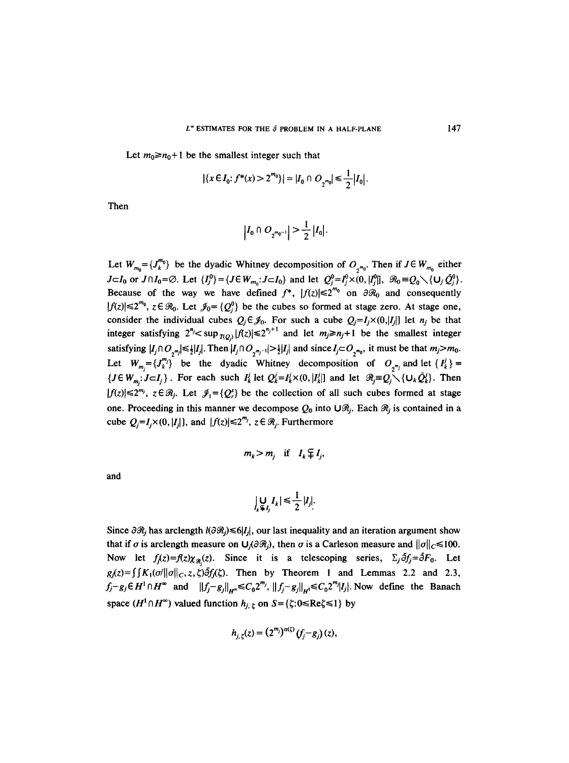Let $m_0 \geq n_0+1$ be the smallest integer such that

$$|\{x \in I_0 : f^*(x) > 2^{m_0}\}| = |I_0 \cap O_{2^{m_0}}| \leq \frac{1}{2}|I_0|.$$

Then

$$\left|I_0 \cap O_{2^{m_0-1}}\right| > \frac{1}{2}|I_0|.$$

Let $W_{m_0} = \{J_k^{m_0}\}$ be the dyadic Whitney decomposition of $O_{2^{m_0}}$. Then if $J \in W_{m_0}$ either $J \subset I_0$ or $J \cap I_0 = \varnothing$. Let $\{I_j^0\} = \{J \in W_{m_0} : J \subset I_0\}$ and let $Q_j^0 = I_j^0 \times (0, |I_j^0|]$, $\mathcal{R}_0 \equiv Q_0 \setminus \{\cup_j \bar{Q}_j^0\}$. Because of the way we have defined $f^*$, $|f(z)| \leq 2^{m_0}$ on $\partial\mathcal{R}_0$ and consequently $|f(z)| \leq 2^{m_0}$, $z \in \mathcal{R}_0$. Let $\mathcal{J}_0 = \{Q_j^0\}$ be the cubes so formed at stage zero. At stage one, consider the individual cubes $Q_j \in \mathcal{J}_0$. For such a cube $Q_j = I_j \times (0, |I_j|]$ let $n_j$ be that integer satisfying $2^{n_j} < \sup_{T(Q_j)} |f(z)| \leq 2^{n_j+1}$ and let $m_j \geq n_j + 1$ be the smallest integer satisfying $|I_j \cap O_{2^{m_j}}| \leq \frac{1}{2}|I_j|$. Then $|I_j \cap O_{2^{m_j-1}}| > \frac{1}{2}|I_j|$ and since $I_j \subset O_{2^{m_0}}$, it must be that $m_j > m_0$. Let $W_{m_j} = \{J_k^{m_j}\}$ be the dyadic Whitney decomposition of $O_{2^{m_j}}$ and let $\{I_k^j\} = \{J \in W_{m_j} : J \subset I_j\}$. For each such $I_k^j$ let $Q_k^j = I_k^j \times (0, |I_k^j|]$ and let $\mathcal{R}_j \equiv Q_j \setminus \{\cup_k \bar{Q}_k^j\}$. Then $|f(z)| \leq 2^{m_j}$, $z \in \mathcal{R}_j$. Let $\mathcal{J}_1 = \{Q_r^1\}$ be the collection of all such cubes formed at stage one. Proceeding in this manner we decompose $Q_0$ into $\cup \mathcal{R}_j$. Each $\mathcal{R}_j$ is contained in a cube $Q_j = I_j \times (0, |I_j|]$, and $|f(z)| \leq 2^{m_j}$, $z \in \mathcal{R}_j$. Furthermore

$$m_k > m_j \quad \text{if} \quad I_k \subsetneqq I_j,$$

and

$$\Big|\bigcup_{I_k \subsetneqq I_j} I_k\Big| \leq \frac{1}{2}|I_j|.$$

Since $\partial\mathcal{R}_j$ has arclength $l(\partial\mathcal{R}_j) \leq 6|I_j|$, our last inequality and an iteration argument show that if $\sigma$ is arclength measure on $\cup_j(\partial\mathcal{R}_j)$, then $\sigma$ is a Carleson measure and $\|\sigma\|_C \leq 100$. Now let $f_j(z) = f(z)\chi_{\mathcal{R}_j}(z)$. Since it is a telescoping series, $\Sigma_j \bar{\partial} f_j = \bar{\partial} F_0$. Let $g_j(z) = \int\int K_1(\sigma/\|\sigma\|_C, z, \zeta)\bar{\partial} f_j(\zeta)$. Then by Theorem 1 and Lemmas 2.2 and 2.3, $f_j - g_j \in H^1 \cap H^\infty$ and $\|f_j - g_j\|_{H^\infty} \leq C_0 2^{m_j}$, $\|f_j - g_j\|_{H^1} \leq C_0 2^{m_j}|I_j|$. Now define the Banach space $(H^1 \cap H^\infty)$ valued function $h_{j,\zeta}$ on $S = \{\zeta : 0 \leq \operatorname{Re}\zeta \leq 1\}$ by

$$h_{j,\zeta}(z) = (2^{m_j})^{\alpha(\zeta)}(f_j - g_j)(z),$$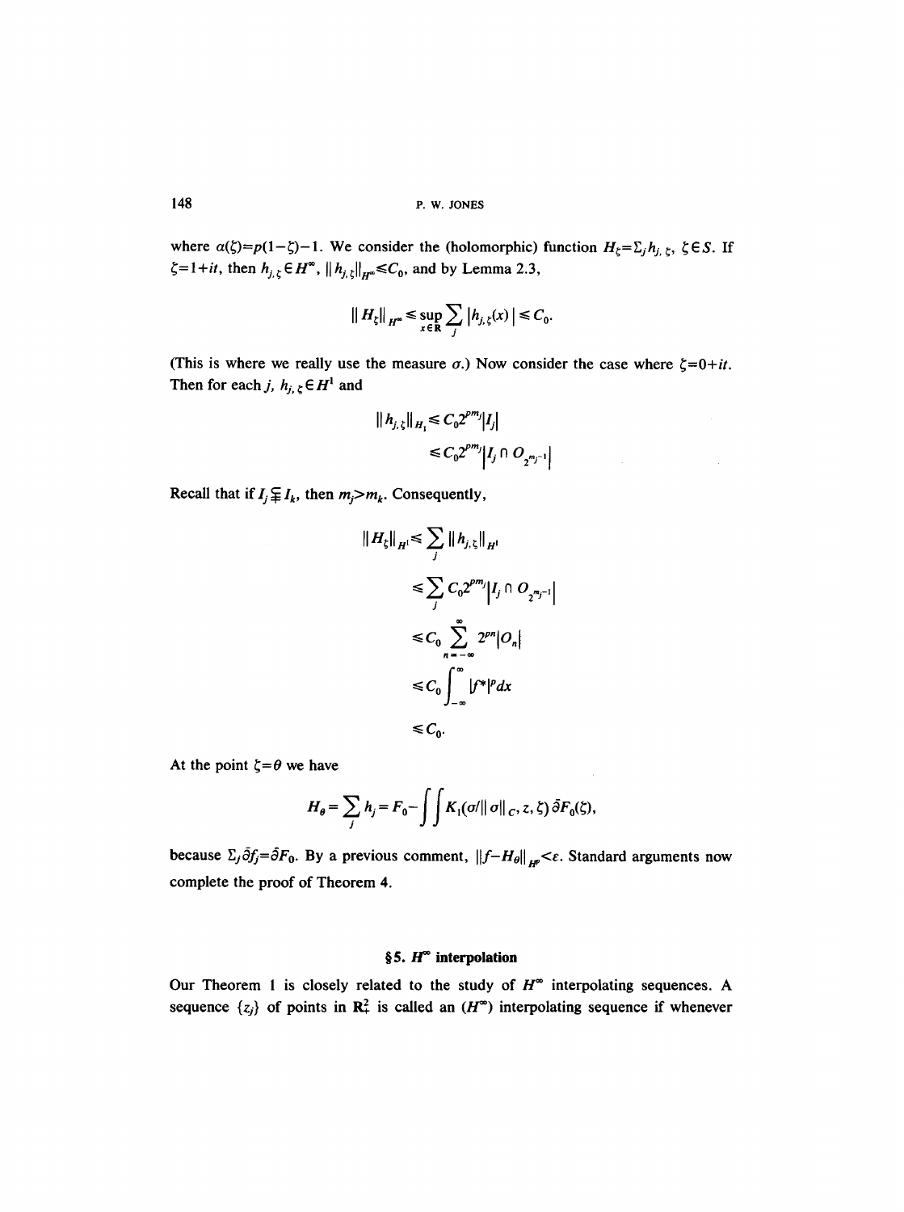where $\alpha(\zeta)=p(1-\zeta)-1$. We consider the (holomorphic) function $H_\zeta=\Sigma_j h_{j,\zeta}$, $\zeta\in S$. If $\zeta=1+it$, then $h_{j,\zeta}\in H^\infty$, $\|h_{j,\zeta}\|_{H^\infty}\leqslant C_0$, and by Lemma 2.3,

$$\|H_\zeta\|_{H^\infty}\leqslant \sup_{x\in\mathbf{R}}\sum_j |h_{j,\zeta}(x)|\leqslant C_0.$$

(This is where we really use the measure $\sigma$.) Now consider the case where $\zeta=0+it$. Then for each $j$, $h_{j,\zeta}\in H^1$ and

$$\begin{aligned}\|h_{j,\zeta}\|_{H_1}&\leqslant C_0 2^{pm_j}|I_j|\\ &\leqslant C_0 2^{pm_j}\left|I_j\cap O_{2^{m_j-1}}\right|\end{aligned}$$

Recall that if $I_j\subsetneqq I_k$, then $m_j>m_k$. Consequently,

$$\begin{aligned}\|H_\zeta\|_{H^1}&\leqslant \sum_j \|h_{j,\zeta}\|_{H^1}\\ &\leqslant \sum_j C_0 2^{pm_j}\left|I_j\cap O_{2^{m_j-1}}\right|\\ &\leqslant C_0\sum_{n=-\infty}^{\infty}2^{pn}|O_n|\\ &\leqslant C_0\int_{-\infty}^{\infty}|f^*|^p dx\\ &\leqslant C_0.\end{aligned}$$

At the point $\zeta=\theta$ we have

$$H_\theta=\sum_j h_j=F_0-\iint K_1(\sigma/\|\sigma\|_C, z,\zeta)\,\bar\partial F_0(\zeta),$$

because $\Sigma_j\bar\partial f_j=\bar\partial F_0$. By a previous comment, $\|f-H_\theta\|_{H^p}<\varepsilon$. Standard arguments now complete the proof of Theorem 4.

## §5. $H^\infty$ interpolation

Our Theorem 1 is closely related to the study of $H^\infty$ interpolating sequences. A sequence $\{z_j\}$ of points in $\mathbf{R}^2_+$ is called an ($H^\infty$) interpolating sequence if whenever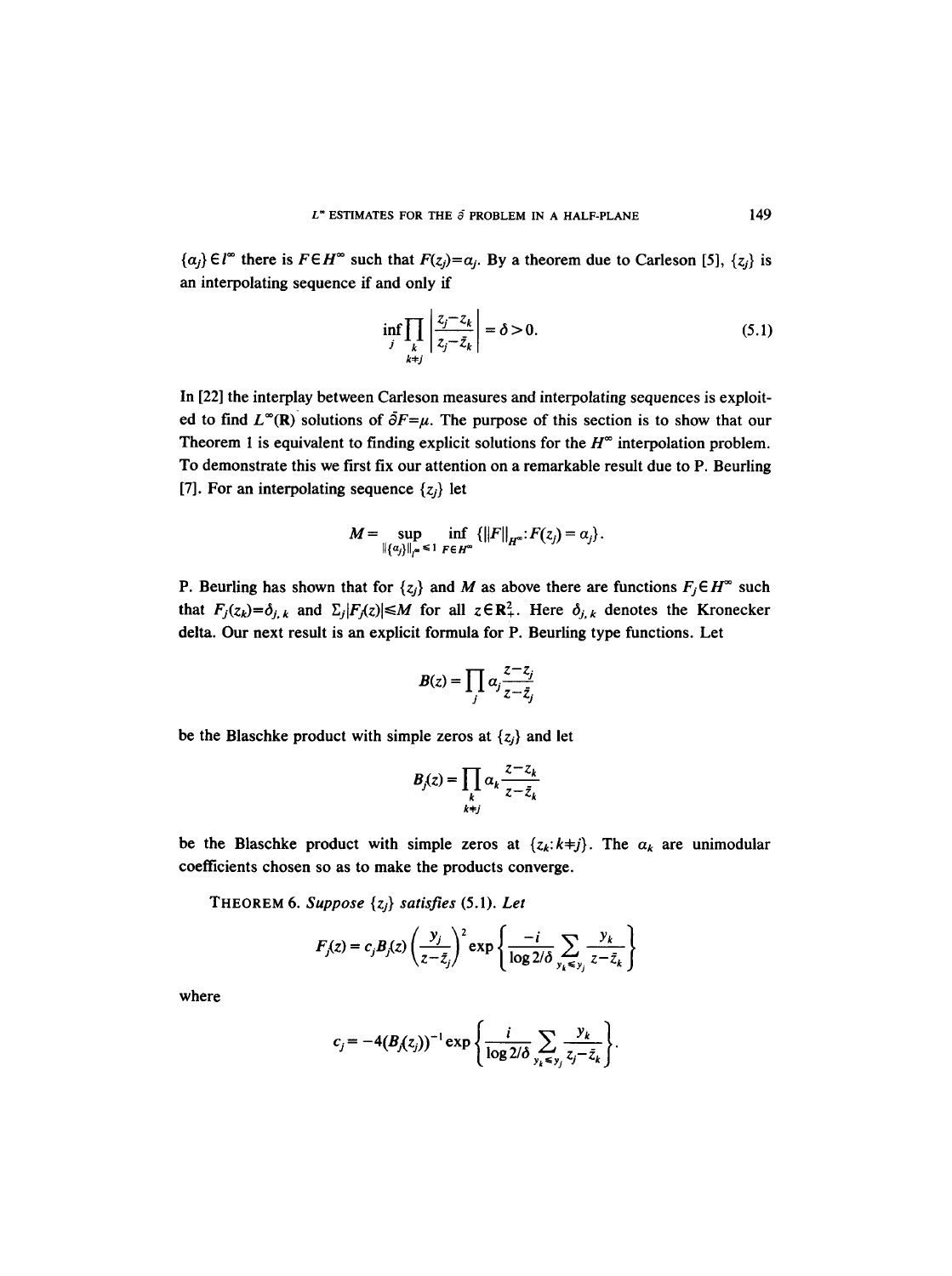$\{a_j\} \in l^\infty$ there is $F \in H^\infty$ such that $F(z_j) = a_j$. By a theorem due to Carleson [5], $\{z_j\}$ is an interpolating sequence if and only if

$$\inf_j \prod_{\substack{k \\ k \neq j}} \left| \frac{z_j - z_k}{z_j - \bar{z}_k} \right| = \delta > 0. \tag{5.1}$$

In [22] the interplay between Carleson measures and interpolating sequences is exploited to find $L^\infty(\mathbf{R})$ solutions of $\bar{\partial} F = \mu$. The purpose of this section is to show that our Theorem 1 is equivalent to finding explicit solutions for the $H^\infty$ interpolation problem. To demonstrate this we first fix our attention on a remarkable result due to P. Beurling [7]. For an interpolating sequence $\{z_j\}$ let

$$M = \sup_{\|\{a_j\}\|_{l^\infty} \leq 1} \inf_{F \in H^\infty} \{\|F\|_{H^\infty} : F(z_j) = a_j\}.$$

P. Beurling has shown that for $\{z_j\}$ and $M$ as above there are functions $F_j \in H^\infty$ such that $F_j(z_k) = \delta_{j,k}$ and $\sum_j |F_j(z)| \leq M$ for all $z \in \mathbf{R}^2_+$. Here $\delta_{j,k}$ denotes the Kronecker delta. Our next result is an explicit formula for P. Beurling type functions. Let

$$B(z) = \prod_j \alpha_j \frac{z - z_j}{z - \bar{z}_j}$$

be the Blaschke product with simple zeros at $\{z_j\}$ and let

$$B_j(z) = \prod_{\substack{k \\ k \neq j}} \alpha_k \frac{z - z_k}{z - \bar{z}_k}$$

be the Blaschke product with simple zeros at $\{z_k : k \neq j\}$. The $\alpha_k$ are unimodular coefficients chosen so as to make the products converge.

THEOREM 6. *Suppose $\{z_j\}$ satisfies (5.1). Let*

$$F_j(z) = c_j B_j(z) \left( \frac{y_j}{z - \bar{z}_j} \right)^2 \exp\left\{ \frac{-i}{\log 2/\delta} \sum_{y_k \leq y_j} \frac{y_k}{z - \bar{z}_k} \right\}$$

where

$$c_j = -4(B_j(z_j))^{-1} \exp\left\{ \frac{i}{\log 2/\delta} \sum_{y_k \leq y_j} \frac{y_k}{z_j - \bar{z}_k} \right\}.$$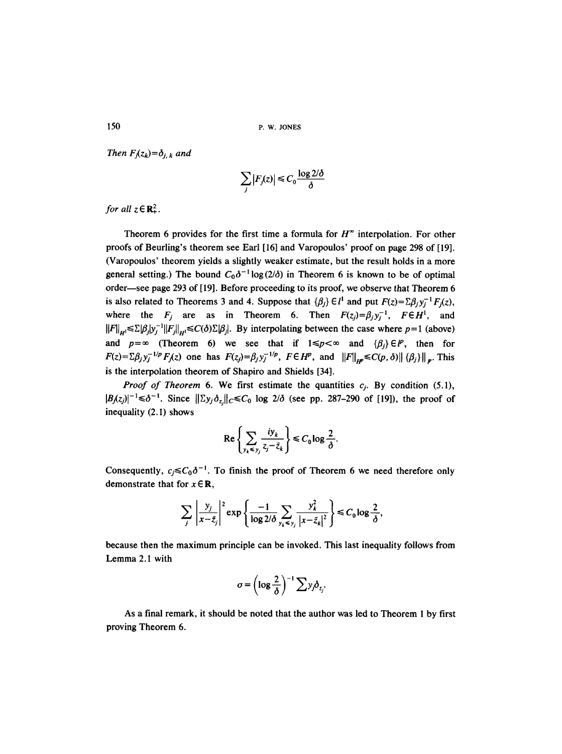*Then* $F_j(z_k)=\delta_{j,k}$ *and*

$$\sum_j |F_j(z)| \leq C_0 \frac{\log 2/\delta}{\delta}$$

*for all* $z\in\mathbf{R}^2_+$.

Theorem 6 provides for the first time a formula for $H^\infty$ interpolation. For other proofs of Beurling's theorem see Earl [16] and Varopoulos' proof on page 298 of [19]. (Varopoulos' theorem yields a slightly weaker estimate, but the result holds in a more general setting.) The bound $C_0\delta^{-1}\log(2/\delta)$ in Theorem 6 is known to be of optimal order—see page 293 of [19]. Before proceeding to its proof, we observe that Theorem 6 is also related to Theorems 3 and 4. Suppose that $\{\beta_j\}\in l^1$ and put $F(z)=\Sigma\beta_j y_j^{-1}F_j(z)$, where the $F_j$ are as in Theorem 6. Then $F(z_j)=\beta_j y_j^{-1}$, $F\in H^1$, and $\|F\|_{H^1}\leq\Sigma|\beta_j|y_j^{-1}\|F_j\|_{H^1}\leq C(\delta)\Sigma|\beta_j|$. By interpolating between the case where $p=1$ (above) and $p=\infty$ (Theorem 6) we see that if $1\leq p<\infty$ and $\{\beta_j\}\in l^p$, then for $F(z)=\Sigma\beta_j y_j^{-1/p}F_j(z)$ one has $F(z_j)=\beta_j y_j^{-1/p}$, $F\in H^p$, and $\|F\|_{H^p}\leq C(p,\delta)\|\{\beta_j\}\|_{l^p}$. This is the interpolation theorem of Shapiro and Shields [34].

*Proof of Theorem* 6. We first estimate the quantities $c_j$. By condition (5.1), $|B_j(z_j)|^{-1}\leq\delta^{-1}$. Since $\|\Sigma y_j\delta_{z_j}\|_C\leq C_0\log 2/\delta$ (see pp. 287–290 of [19]), the proof of inequality (2.1) shows

$$\operatorname{Re}\left\{\sum_{y_k\leq y_j}\frac{iy_k}{z_j-\bar{z}_k}\right\}\leq C_0\log\frac{2}{\delta}.$$

Consequently, $c_j\leq C_0\delta^{-1}$. To finish the proof of Theorem 6 we need therefore only demonstrate that for $x\in\mathbf{R}$,

$$\sum_j\left|\frac{y_j}{x-\bar{z}_j}\right|^2\exp\left\{\frac{-1}{\log 2/\delta}\sum_{y_k\leq y_j}\frac{y_k^2}{|x-\bar{z}_k|^2}\right\}\leq C_0\log\frac{2}{\delta},$$

because then the maximum principle can be invoked. This last inequality follows from Lemma 2.1 with

$$\sigma=\left(\log\frac{2}{\delta}\right)^{-1}\sum y_j\delta_{z_j}.$$

As a final remark, it should be noted that the author was led to Theorem 1 by first proving Theorem 6.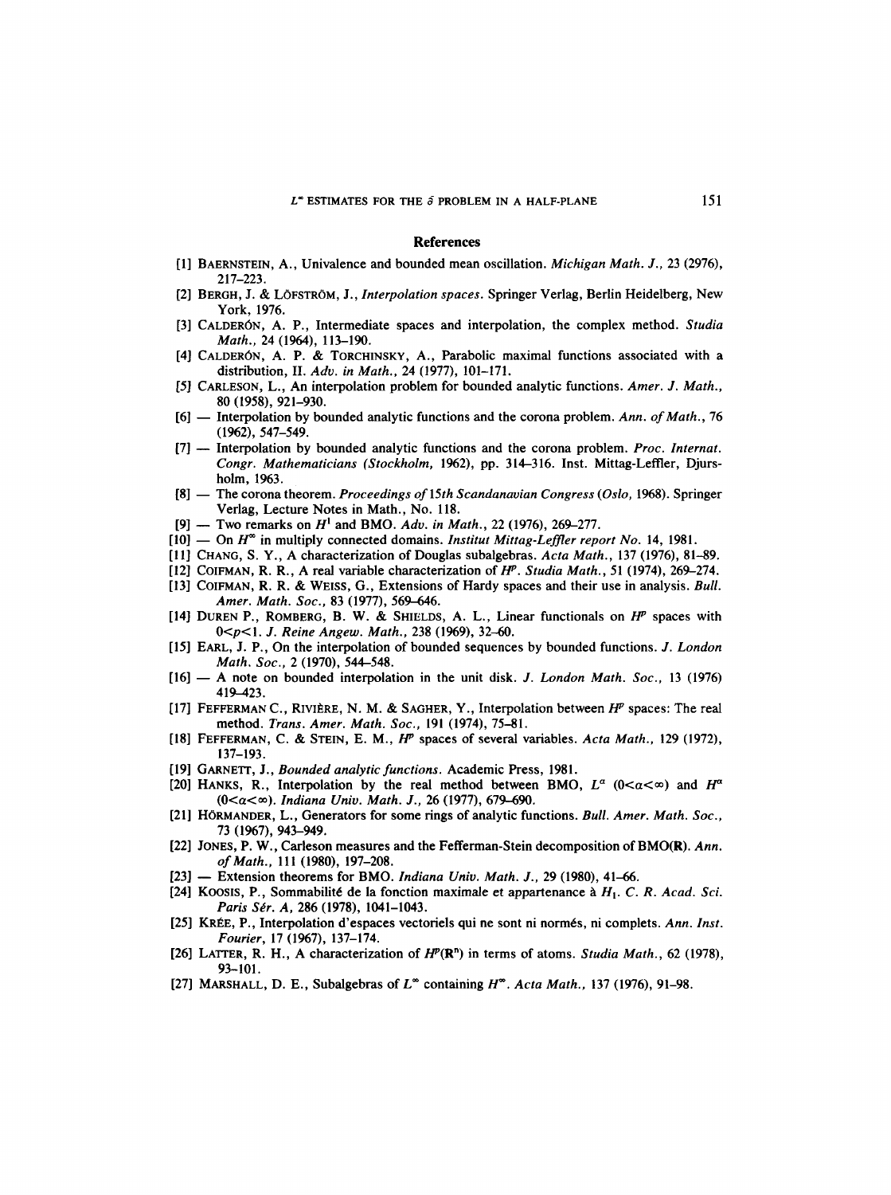## References

[1] BAERNSTEIN, A., Univalence and bounded mean oscillation. *Michigan Math. J.*, 23 (2976), 217–223.

[2] BERGH, J. & LÖFSTRÖM, J., *Interpolation spaces*. Springer Verlag, Berlin Heidelberg, New York, 1976.

[3] CALDERÓN, A. P., Intermediate spaces and interpolation, the complex method. *Studia Math.*, 24 (1964), 113–190.

[4] CALDERÓN, A. P. & TORCHINSKY, A., Parabolic maximal functions associated with a distribution, II. *Adv. in Math.*, 24 (1977), 101–171.

[5] CARLESON, L., An interpolation problem for bounded analytic functions. *Amer. J. Math.*, 80 (1958), 921–930.

[6] — Interpolation by bounded analytic functions and the corona problem. *Ann. of Math.*, 76 (1962), 547–549.

[7] — Interpolation by bounded analytic functions and the corona problem. *Proc. Internat. Congr. Mathematicians (Stockholm*, 1962), pp. 314–316. Inst. Mittag-Leffler, Djursholm, 1963.

[8] — The corona theorem. *Proceedings of 15th Scandanavian Congress (Oslo*, 1968). Springer Verlag, Lecture Notes in Math., No. 118.

[9] — Two remarks on $H^1$ and BMO. *Adv. in Math.*, 22 (1976), 269–277.

[10] — On $H^\infty$ in multiply connected domains. *Institut Mittag-Leffler report No.* 14, 1981.

[11] CHANG, S. Y., A characterization of Douglas subalgebras. *Acta Math.*, 137 (1976), 81–89.

[12] COIFMAN, R. R., A real variable characterization of $H^p$. *Studia Math.*, 51 (1974), 269–274.

[13] COIFMAN, R. R. & WEISS, G., Extensions of Hardy spaces and their use in analysis. *Bull. Amer. Math. Soc.*, 83 (1977), 569–646.

[14] DUREN P., ROMBERG, B. W. & SHIELDS, A. L., Linear functionals on $H^p$ spaces with $0<p<1$. *J. Reine Angew. Math.*, 238 (1969), 32–60.

[15] EARL, J. P., On the interpolation of bounded sequences by bounded functions. *J. London Math. Soc.*, 2 (1970), 544–548.

[16] — A note on bounded interpolation in the unit disk. *J. London Math. Soc.*, 13 (1976) 419–423.

[17] FEFFERMAN C., RIVIÈRE, N. M. & SAGHER, Y., Interpolation between $H^p$ spaces: The real method. *Trans. Amer. Math. Soc.*, 191 (1974), 75–81.

[18] FEFFERMAN, C. & STEIN, E. M., $H^p$ spaces of several variables. *Acta Math.*, 129 (1972), 137–193.

[19] GARNETT, J., *Bounded analytic functions*. Academic Press, 1981.

[20] HANKS, R., Interpolation by the real method between BMO, $L^\alpha$ $(0<\alpha<\infty)$ and $H^\alpha$ $(0<\alpha<\infty)$. *Indiana Univ. Math. J.*, 26 (1977), 679–690.

[21] HÖRMANDER, L., Generators for some rings of analytic functions. *Bull. Amer. Math. Soc.*, 73 (1967), 943–949.

[22] JONES, P. W., Carleson measures and the Fefferman-Stein decomposition of BMO(**R**). *Ann. of Math.*, 111 (1980), 197–208.

[23] — Extension theorems for BMO. *Indiana Univ. Math. J.*, 29 (1980), 41–66.

[24] KOOSIS, P., Sommabilité de la fonction maximale et appartenance à $H_1$. *C. R. Acad. Sci. Paris Sér. A*, 286 (1978), 1041–1043.

[25] KRÉE, P., Interpolation d'espaces vectoriels qui ne sont ni normés, ni complets. *Ann. Inst. Fourier*, 17 (1967), 137–174.

[26] LATTER, R. H., A characterization of $H^p(\mathbf{R}^n)$ in terms of atoms. *Studia Math.*, 62 (1978), 93–101.

[27] MARSHALL, D. E., Subalgebras of $L^\infty$ containing $H^\infty$. *Acta Math.*, 137 (1976), 91–98.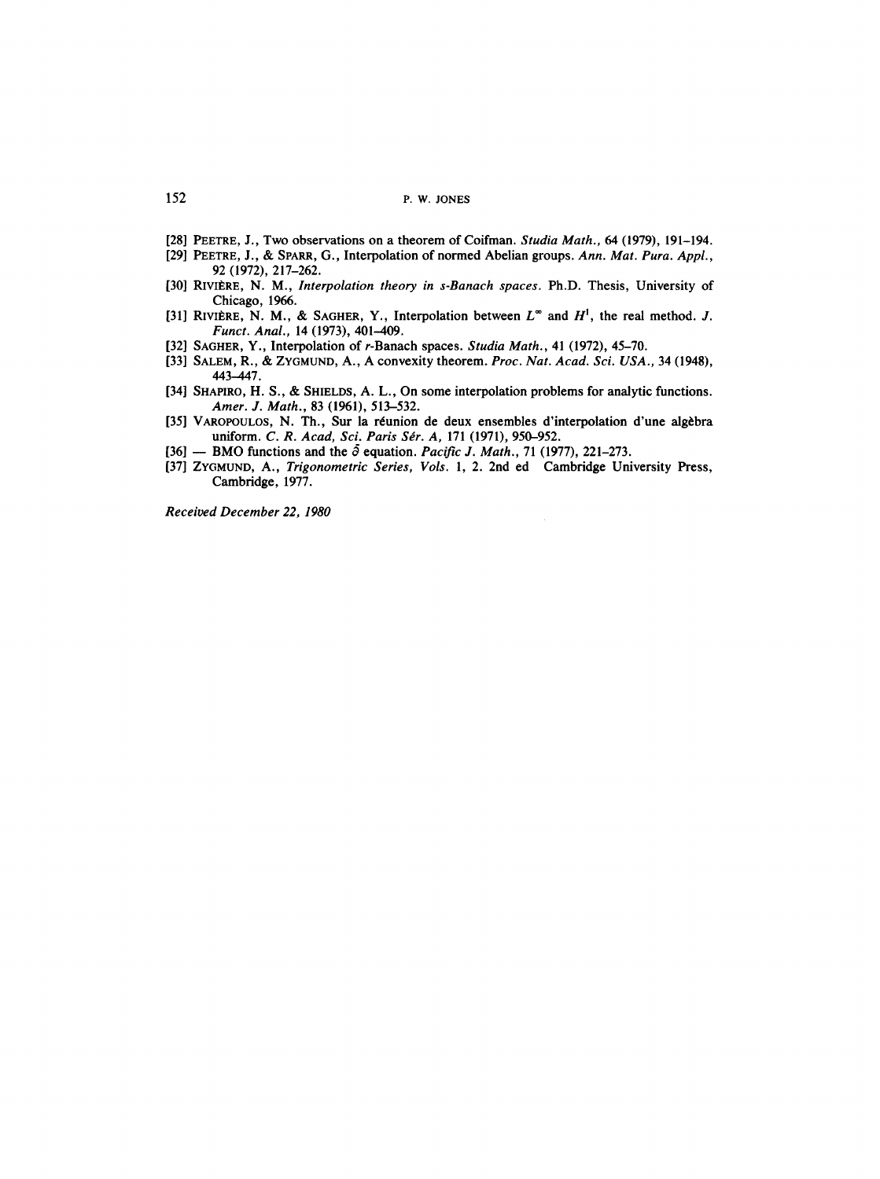[28] PEETRE, J., Two observations on a theorem of Coifman. *Studia Math.*, 64 (1979), 191–194.

[29] PEETRE, J., & SPARR, G., Interpolation of normed Abelian groups. *Ann. Mat. Pura. Appl.*, 92 (1972), 217–262.

[30] RIVIÈRE, N. M., *Interpolation theory in s-Banach spaces*. Ph.D. Thesis, University of Chicago, 1966.

[31] RIVIÈRE, N. M., & SAGHER, Y., Interpolation between $L^\infty$ and $H^1$, the real method. *J. Funct. Anal.*, 14 (1973), 401–409.

[32] SAGHER, Y., Interpolation of $r$-Banach spaces. *Studia Math.*, 41 (1972), 45–70.

[33] SALEM, R., & ZYGMUND, A., A convexity theorem. *Proc. Nat. Acad. Sci. USA.*, 34 (1948), 443–447.

[34] SHAPIRO, H. S., & SHIELDS, A. L., On some interpolation problems for analytic functions. *Amer. J. Math.*, 83 (1961), 513–532.

[35] VAROPOULOS, N. Th., Sur la réunion de deux ensembles d'interpolation d'une algèbra uniform. *C. R. Acad, Sci. Paris Sér. A*, 171 (1971), 950–952.

[36] — BMO functions and the $\bar{\partial}$ equation. *Pacific J. Math.*, 71 (1977), 221–273.

[37] ZYGMUND, A., *Trigonometric Series, Vols.* 1, 2. 2nd ed Cambridge University Press, Cambridge, 1977.

*Received December 22, 1980*